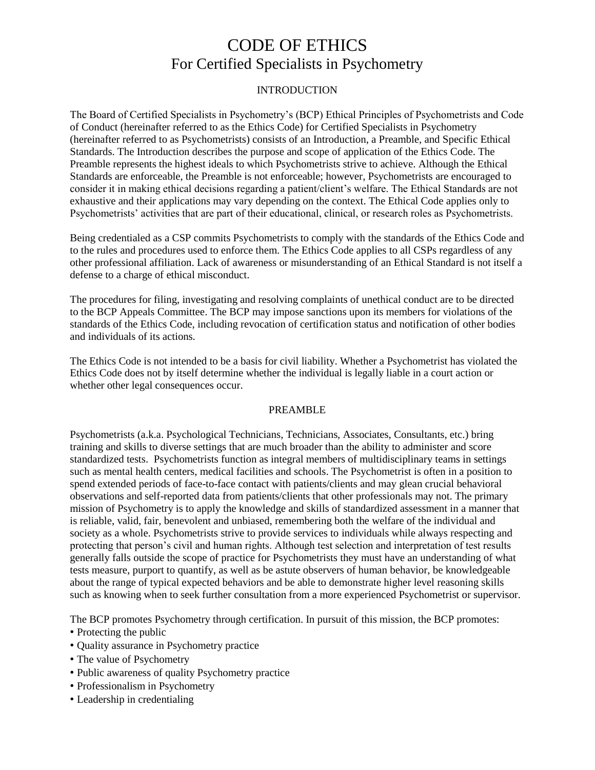# CODE OF ETHICS
## For Certified Specialists in Psychometry

### INTRODUCTION

The Board of Certified Specialists in Psychometry's (BCP) Ethical Principles of Psychometrists and Code of Conduct (hereinafter referred to as the Ethics Code) for Certified Specialists in Psychometry (hereinafter referred to as Psychometrists) consists of an Introduction, a Preamble, and Specific Ethical Standards. The Introduction describes the purpose and scope of application of the Ethics Code. The Preamble represents the highest ideals to which Psychometrists strive to achieve. Although the Ethical Standards are enforceable, the Preamble is not enforceable; however, Psychometrists are encouraged to consider it in making ethical decisions regarding a patient/client's welfare. The Ethical Standards are not exhaustive and their applications may vary depending on the context. The Ethical Code applies only to Psychometrists' activities that are part of their educational, clinical, or research roles as Psychometrists.

Being credentialed as a CSP commits Psychometrists to comply with the standards of the Ethics Code and to the rules and procedures used to enforce them. The Ethics Code applies to all CSPs regardless of any other professional affiliation. Lack of awareness or misunderstanding of an Ethical Standard is not itself a defense to a charge of ethical misconduct.

The procedures for filing, investigating and resolving complaints of unethical conduct are to be directed to the BCP Appeals Committee. The BCP may impose sanctions upon its members for violations of the standards of the Ethics Code, including revocation of certification status and notification of other bodies and individuals of its actions.

The Ethics Code is not intended to be a basis for civil liability. Whether a Psychometrist has violated the Ethics Code does not by itself determine whether the individual is legally liable in a court action or whether other legal consequences occur.

### PREAMBLE

Psychometrists (a.k.a. Psychological Technicians, Technicians, Associates, Consultants, etc.) bring training and skills to diverse settings that are much broader than the ability to administer and score standardized tests. Psychometrists function as integral members of multidisciplinary teams in settings such as mental health centers, medical facilities and schools. The Psychometrist is often in a position to spend extended periods of face-to-face contact with patients/clients and may glean crucial behavioral observations and self-reported data from patients/clients that other professionals may not. The primary mission of Psychometry is to apply the knowledge and skills of standardized assessment in a manner that is reliable, valid, fair, benevolent and unbiased, remembering both the welfare of the individual and society as a whole. Psychometrists strive to provide services to individuals while always respecting and protecting that person's civil and human rights. Although test selection and interpretation of test results generally falls outside the scope of practice for Psychometrists they must have an understanding of what tests measure, purport to quantify, as well as be astute observers of human behavior, be knowledgeable about the range of typical expected behaviors and be able to demonstrate higher level reasoning skills such as knowing when to seek further consultation from a more experienced Psychometrist or supervisor.

The BCP promotes Psychometry through certification. In pursuit of this mission, the BCP promotes:

- Protecting the public
- Quality assurance in Psychometry practice
- The value of Psychometry
- Public awareness of quality Psychometry practice
- Professionalism in Psychometry
- Leadership in credentialing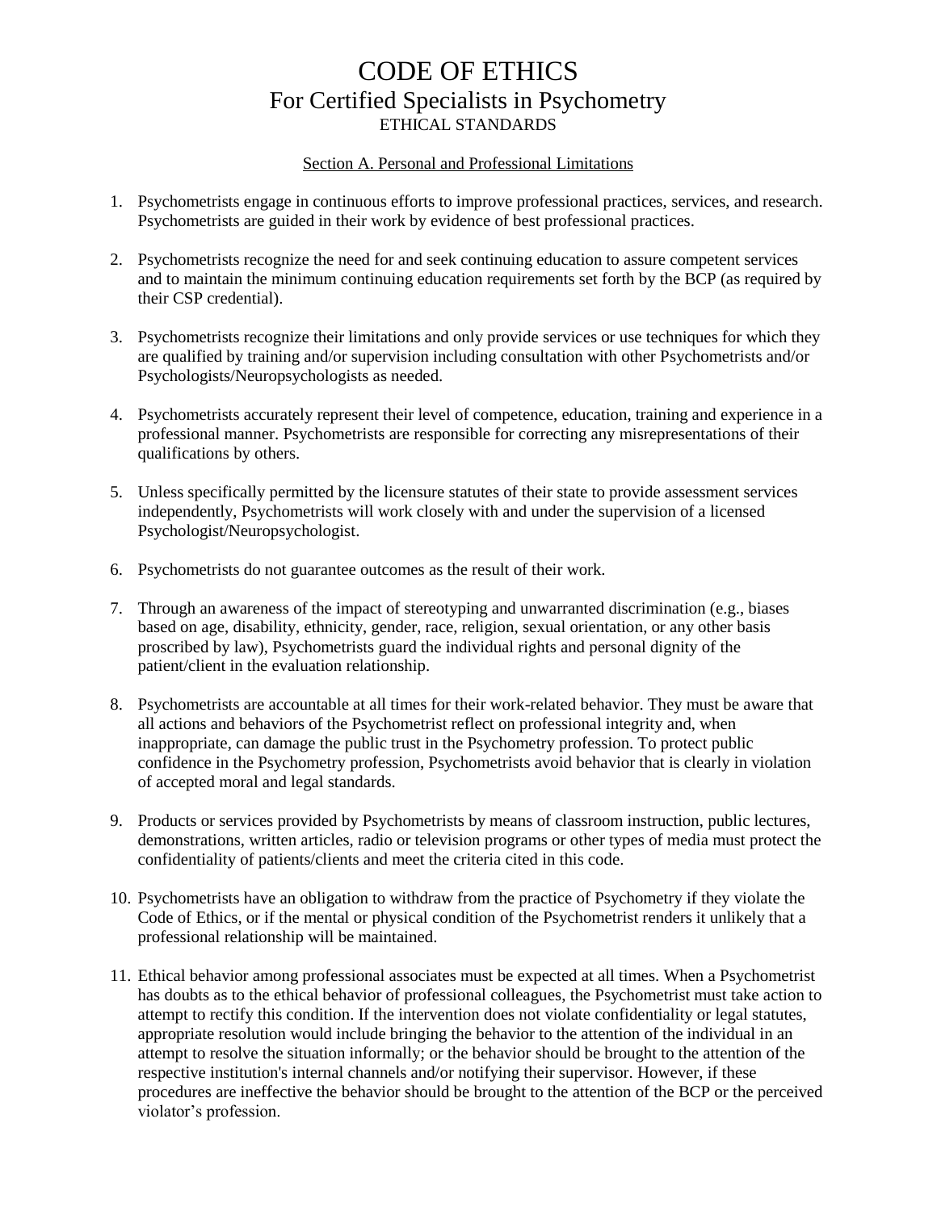# CODE OF ETHICS

## For Certified Specialists in Psychometry

### ETHICAL STANDARDS

Section A. Personal and Professional Limitations

1. Psychometrists engage in continuous efforts to improve professional practices, services, and research. Psychometrists are guided in their work by evidence of best professional practices.

2. Psychometrists recognize the need for and seek continuing education to assure competent services and to maintain the minimum continuing education requirements set forth by the BCP (as required by their CSP credential).

3. Psychometrists recognize their limitations and only provide services or use techniques for which they are qualified by training and/or supervision including consultation with other Psychometrists and/or Psychologists/Neuropsychologists as needed.

4. Psychometrists accurately represent their level of competence, education, training and experience in a professional manner. Psychometrists are responsible for correcting any misrepresentations of their qualifications by others.

5. Unless specifically permitted by the licensure statutes of their state to provide assessment services independently, Psychometrists will work closely with and under the supervision of a licensed Psychologist/Neuropsychologist.

6. Psychometrists do not guarantee outcomes as the result of their work.

7. Through an awareness of the impact of stereotyping and unwarranted discrimination (e.g., biases based on age, disability, ethnicity, gender, race, religion, sexual orientation, or any other basis proscribed by law), Psychometrists guard the individual rights and personal dignity of the patient/client in the evaluation relationship.

8. Psychometrists are accountable at all times for their work-related behavior. They must be aware that all actions and behaviors of the Psychometrist reflect on professional integrity and, when inappropriate, can damage the public trust in the Psychometry profession. To protect public confidence in the Psychometry profession, Psychometrists avoid behavior that is clearly in violation of accepted moral and legal standards.

9. Products or services provided by Psychometrists by means of classroom instruction, public lectures, demonstrations, written articles, radio or television programs or other types of media must protect the confidentiality of patients/clients and meet the criteria cited in this code.

10. Psychometrists have an obligation to withdraw from the practice of Psychometry if they violate the Code of Ethics, or if the mental or physical condition of the Psychometrist renders it unlikely that a professional relationship will be maintained.

11. Ethical behavior among professional associates must be expected at all times. When a Psychometrist has doubts as to the ethical behavior of professional colleagues, the Psychometrist must take action to attempt to rectify this condition. If the intervention does not violate confidentiality or legal statutes, appropriate resolution would include bringing the behavior to the attention of the individual in an attempt to resolve the situation informally; or the behavior should be brought to the attention of the respective institution's internal channels and/or notifying their supervisor. However, if these procedures are ineffective the behavior should be brought to the attention of the BCP or the perceived violator's profession.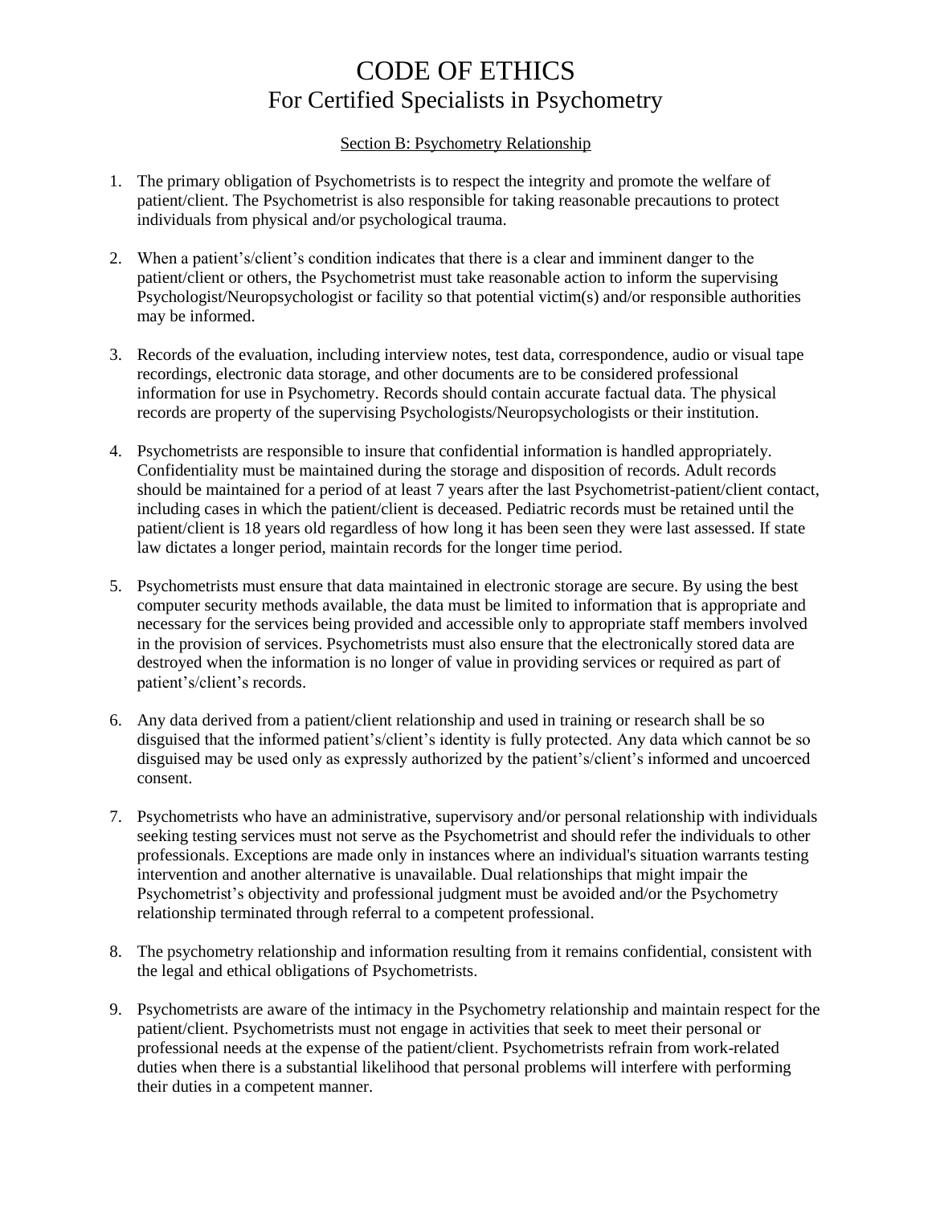# CODE OF ETHICS
## For Certified Specialists in Psychometry

### Section B: Psychometry Relationship

1. The primary obligation of Psychometrists is to respect the integrity and promote the welfare of patient/client. The Psychometrist is also responsible for taking reasonable precautions to protect individuals from physical and/or psychological trauma.

2. When a patient's/client's condition indicates that there is a clear and imminent danger to the patient/client or others, the Psychometrist must take reasonable action to inform the supervising Psychologist/Neuropsychologist or facility so that potential victim(s) and/or responsible authorities may be informed.

3. Records of the evaluation, including interview notes, test data, correspondence, audio or visual tape recordings, electronic data storage, and other documents are to be considered professional information for use in Psychometry. Records should contain accurate factual data. The physical records are property of the supervising Psychologists/Neuropsychologists or their institution.

4. Psychometrists are responsible to insure that confidential information is handled appropriately. Confidentiality must be maintained during the storage and disposition of records. Adult records should be maintained for a period of at least 7 years after the last Psychometrist-patient/client contact, including cases in which the patient/client is deceased. Pediatric records must be retained until the patient/client is 18 years old regardless of how long it has been seen they were last assessed. If state law dictates a longer period, maintain records for the longer time period.

5. Psychometrists must ensure that data maintained in electronic storage are secure. By using the best computer security methods available, the data must be limited to information that is appropriate and necessary for the services being provided and accessible only to appropriate staff members involved in the provision of services. Psychometrists must also ensure that the electronically stored data are destroyed when the information is no longer of value in providing services or required as part of patient's/client's records.

6. Any data derived from a patient/client relationship and used in training or research shall be so disguised that the informed patient's/client's identity is fully protected. Any data which cannot be so disguised may be used only as expressly authorized by the patient's/client's informed and uncoerced consent.

7. Psychometrists who have an administrative, supervisory and/or personal relationship with individuals seeking testing services must not serve as the Psychometrist and should refer the individuals to other professionals. Exceptions are made only in instances where an individual's situation warrants testing intervention and another alternative is unavailable. Dual relationships that might impair the Psychometrist's objectivity and professional judgment must be avoided and/or the Psychometry relationship terminated through referral to a competent professional.

8. The psychometry relationship and information resulting from it remains confidential, consistent with the legal and ethical obligations of Psychometrists.

9. Psychometrists are aware of the intimacy in the Psychometry relationship and maintain respect for the patient/client. Psychometrists must not engage in activities that seek to meet their personal or professional needs at the expense of the patient/client. Psychometrists refrain from work-related duties when there is a substantial likelihood that personal problems will interfere with performing their duties in a competent manner.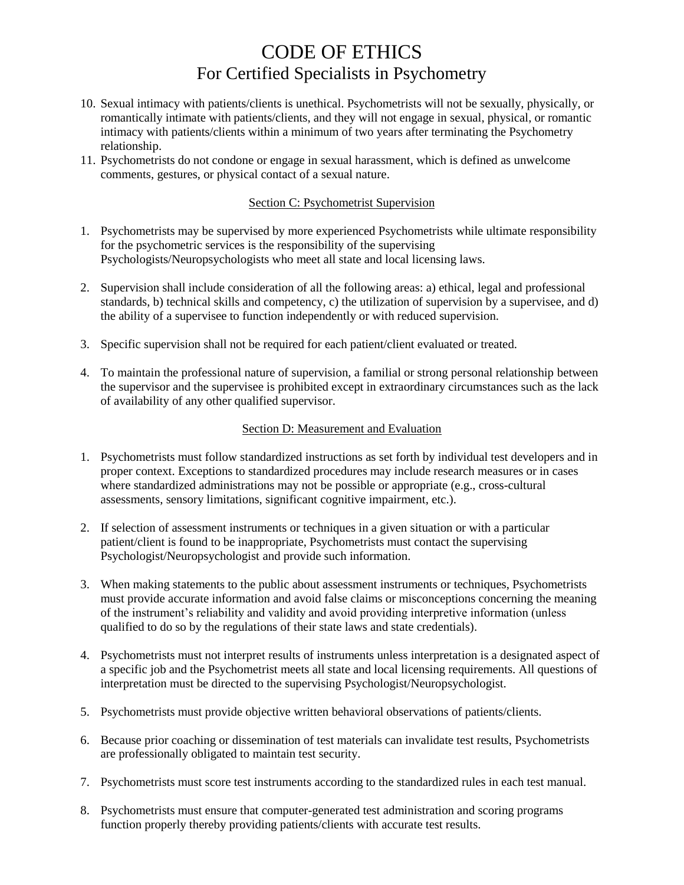# CODE OF ETHICS
## For Certified Specialists in Psychometry

10. Sexual intimacy with patients/clients is unethical. Psychometrists will not be sexually, physically, or romantically intimate with patients/clients, and they will not engage in sexual, physical, or romantic intimacy with patients/clients within a minimum of two years after terminating the Psychometry relationship.
11. Psychometrists do not condone or engage in sexual harassment, which is defined as unwelcome comments, gestures, or physical contact of a sexual nature.

### Section C: Psychometrist Supervision

1. Psychometrists may be supervised by more experienced Psychometrists while ultimate responsibility for the psychometric services is the responsibility of the supervising Psychologists/Neuropsychologists who meet all state and local licensing laws.

2. Supervision shall include consideration of all the following areas: a) ethical, legal and professional standards, b) technical skills and competency, c) the utilization of supervision by a supervisee, and d) the ability of a supervisee to function independently or with reduced supervision.

3. Specific supervision shall not be required for each patient/client evaluated or treated.

4. To maintain the professional nature of supervision, a familial or strong personal relationship between the supervisor and the supervisee is prohibited except in extraordinary circumstances such as the lack of availability of any other qualified supervisor.

### Section D: Measurement and Evaluation

1. Psychometrists must follow standardized instructions as set forth by individual test developers and in proper context. Exceptions to standardized procedures may include research measures or in cases where standardized administrations may not be possible or appropriate (e.g., cross-cultural assessments, sensory limitations, significant cognitive impairment, etc.).

2. If selection of assessment instruments or techniques in a given situation or with a particular patient/client is found to be inappropriate, Psychometrists must contact the supervising Psychologist/Neuropsychologist and provide such information.

3. When making statements to the public about assessment instruments or techniques, Psychometrists must provide accurate information and avoid false claims or misconceptions concerning the meaning of the instrument's reliability and validity and avoid providing interpretive information (unless qualified to do so by the regulations of their state laws and state credentials).

4. Psychometrists must not interpret results of instruments unless interpretation is a designated aspect of a specific job and the Psychometrist meets all state and local licensing requirements. All questions of interpretation must be directed to the supervising Psychologist/Neuropsychologist.

5. Psychometrists must provide objective written behavioral observations of patients/clients.

6. Because prior coaching or dissemination of test materials can invalidate test results, Psychometrists are professionally obligated to maintain test security.

7. Psychometrists must score test instruments according to the standardized rules in each test manual.

8. Psychometrists must ensure that computer-generated test administration and scoring programs function properly thereby providing patients/clients with accurate test results.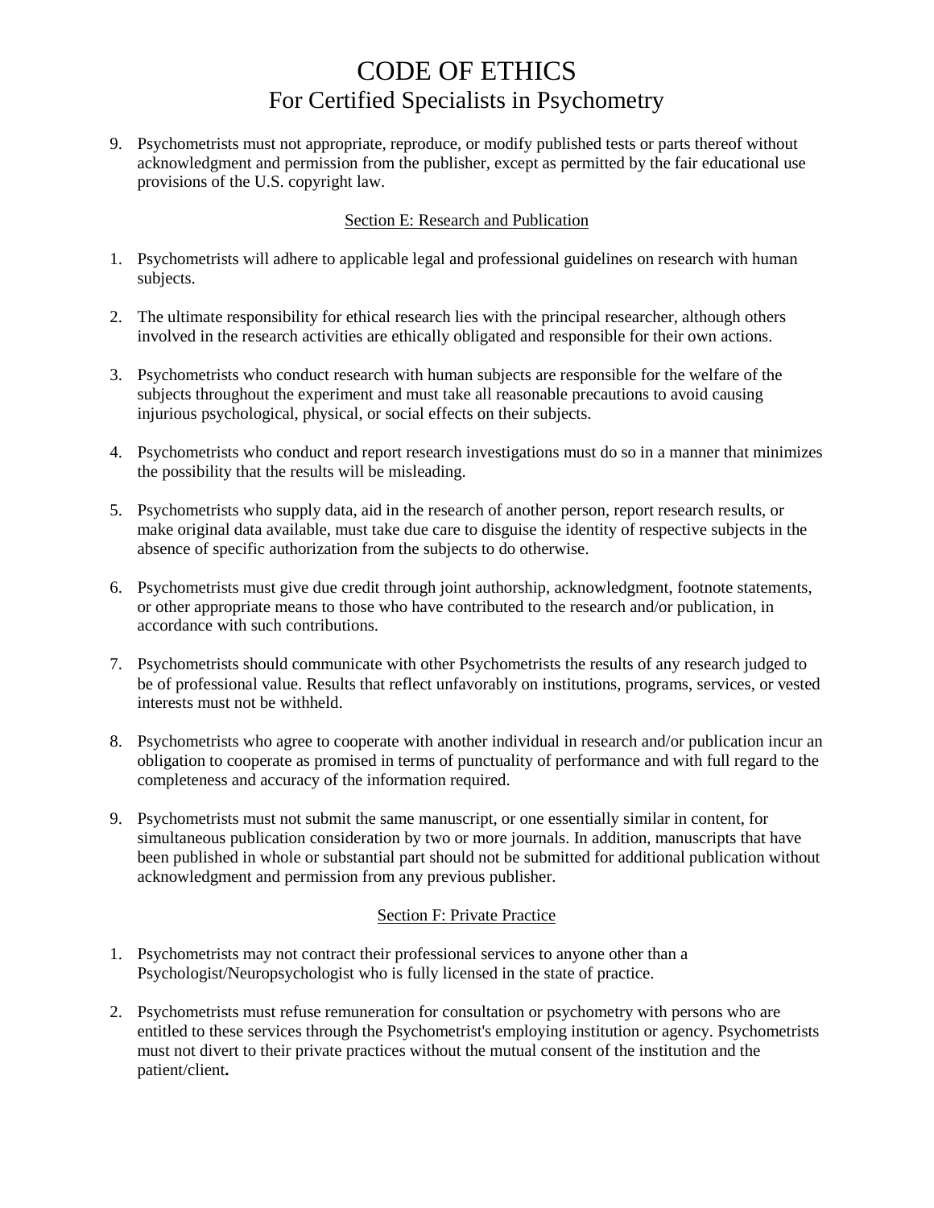# CODE OF ETHICS
## For Certified Specialists in Psychometry

9. Psychometrists must not appropriate, reproduce, or modify published tests or parts thereof without acknowledgment and permission from the publisher, except as permitted by the fair educational use provisions of the U.S. copyright law.

### Section E: Research and Publication

1. Psychometrists will adhere to applicable legal and professional guidelines on research with human subjects.

2. The ultimate responsibility for ethical research lies with the principal researcher, although others involved in the research activities are ethically obligated and responsible for their own actions.

3. Psychometrists who conduct research with human subjects are responsible for the welfare of the subjects throughout the experiment and must take all reasonable precautions to avoid causing injurious psychological, physical, or social effects on their subjects.

4. Psychometrists who conduct and report research investigations must do so in a manner that minimizes the possibility that the results will be misleading.

5. Psychometrists who supply data, aid in the research of another person, report research results, or make original data available, must take due care to disguise the identity of respective subjects in the absence of specific authorization from the subjects to do otherwise.

6. Psychometrists must give due credit through joint authorship, acknowledgment, footnote statements, or other appropriate means to those who have contributed to the research and/or publication, in accordance with such contributions.

7. Psychometrists should communicate with other Psychometrists the results of any research judged to be of professional value. Results that reflect unfavorably on institutions, programs, services, or vested interests must not be withheld.

8. Psychometrists who agree to cooperate with another individual in research and/or publication incur an obligation to cooperate as promised in terms of punctuality of performance and with full regard to the completeness and accuracy of the information required.

9. Psychometrists must not submit the same manuscript, or one essentially similar in content, for simultaneous publication consideration by two or more journals. In addition, manuscripts that have been published in whole or substantial part should not be submitted for additional publication without acknowledgment and permission from any previous publisher.

### Section F: Private Practice

1. Psychometrists may not contract their professional services to anyone other than a Psychologist/Neuropsychologist who is fully licensed in the state of practice.

2. Psychometrists must refuse remuneration for consultation or psychometry with persons who are entitled to these services through the Psychometrist's employing institution or agency. Psychometrists must not divert to their private practices without the mutual consent of the institution and the patient/client**.**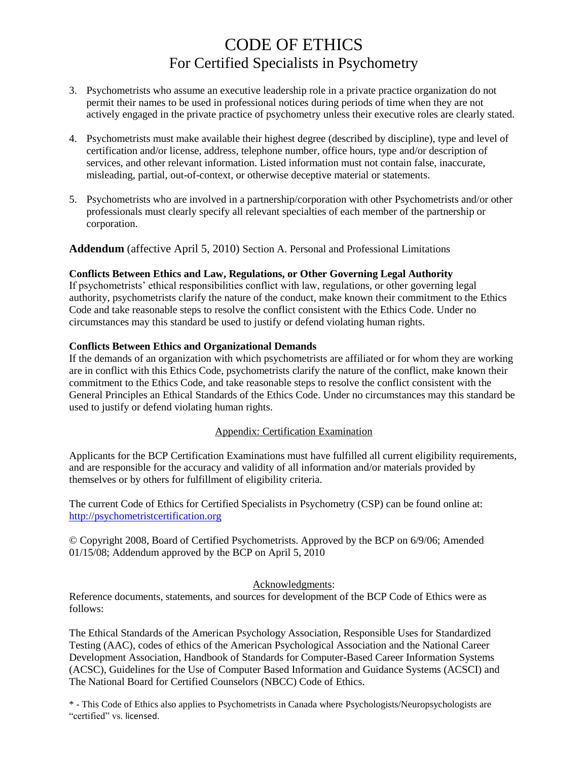# CODE OF ETHICS
## For Certified Specialists in Psychometry

3. Psychometrists who assume an executive leadership role in a private practice organization do not permit their names to be used in professional notices during periods of time when they are not actively engaged in the private practice of psychometry unless their executive roles are clearly stated.

4. Psychometrists must make available their highest degree (described by discipline), type and level of certification and/or license, address, telephone number, office hours, type and/or description of services, and other relevant information. Listed information must not contain false, inaccurate, misleading, partial, out-of-context, or otherwise deceptive material or statements.

5. Psychometrists who are involved in a partnership/corporation with other Psychometrists and/or other professionals must clearly specify all relevant specialties of each member of the partnership or corporation.

**Addendum** (affective April 5, 2010) Section A. Personal and Professional Limitations

**Conflicts Between Ethics and Law, Regulations, or Other Governing Legal Authority**
If psychometrists' ethical responsibilities conflict with law, regulations, or other governing legal authority, psychometrists clarify the nature of the conduct, make known their commitment to the Ethics Code and take reasonable steps to resolve the conflict consistent with the Ethics Code. Under no circumstances may this standard be used to justify or defend violating human rights.

**Conflicts Between Ethics and Organizational Demands**
If the demands of an organization with which psychometrists are affiliated or for whom they are working are in conflict with this Ethics Code, psychometrists clarify the nature of the conflict, make known their commitment to the Ethics Code, and take reasonable steps to resolve the conflict consistent with the General Principles an Ethical Standards of the Ethics Code. Under no circumstances may this standard be used to justify or defend violating human rights.

<u>Appendix: Certification Examination</u>

Applicants for the BCP Certification Examinations must have fulfilled all current eligibility requirements, and are responsible for the accuracy and validity of all information and/or materials provided by themselves or by others for fulfillment of eligibility criteria.

The current Code of Ethics for Certified Specialists in Psychometry (CSP) can be found online at: http://psychometristcertification.org

© Copyright 2008, Board of Certified Psychometrists. Approved by the BCP on 6/9/06; Amended 01/15/08; Addendum approved by the BCP on April 5, 2010

<u>Acknowledgments</u>:
Reference documents, statements, and sources for development of the BCP Code of Ethics were as follows:

The Ethical Standards of the American Psychology Association, Responsible Uses for Standardized Testing (AAC), codes of ethics of the American Psychological Association and the National Career Development Association, Handbook of Standards for Computer-Based Career Information Systems (ACSC), Guidelines for the Use of Computer Based Information and Guidance Systems (ACSCI) and The National Board for Certified Counselors (NBCC) Code of Ethics.

\* - This Code of Ethics also applies to Psychometrists in Canada where Psychologists/Neuropsychologists are "certified" vs. licensed.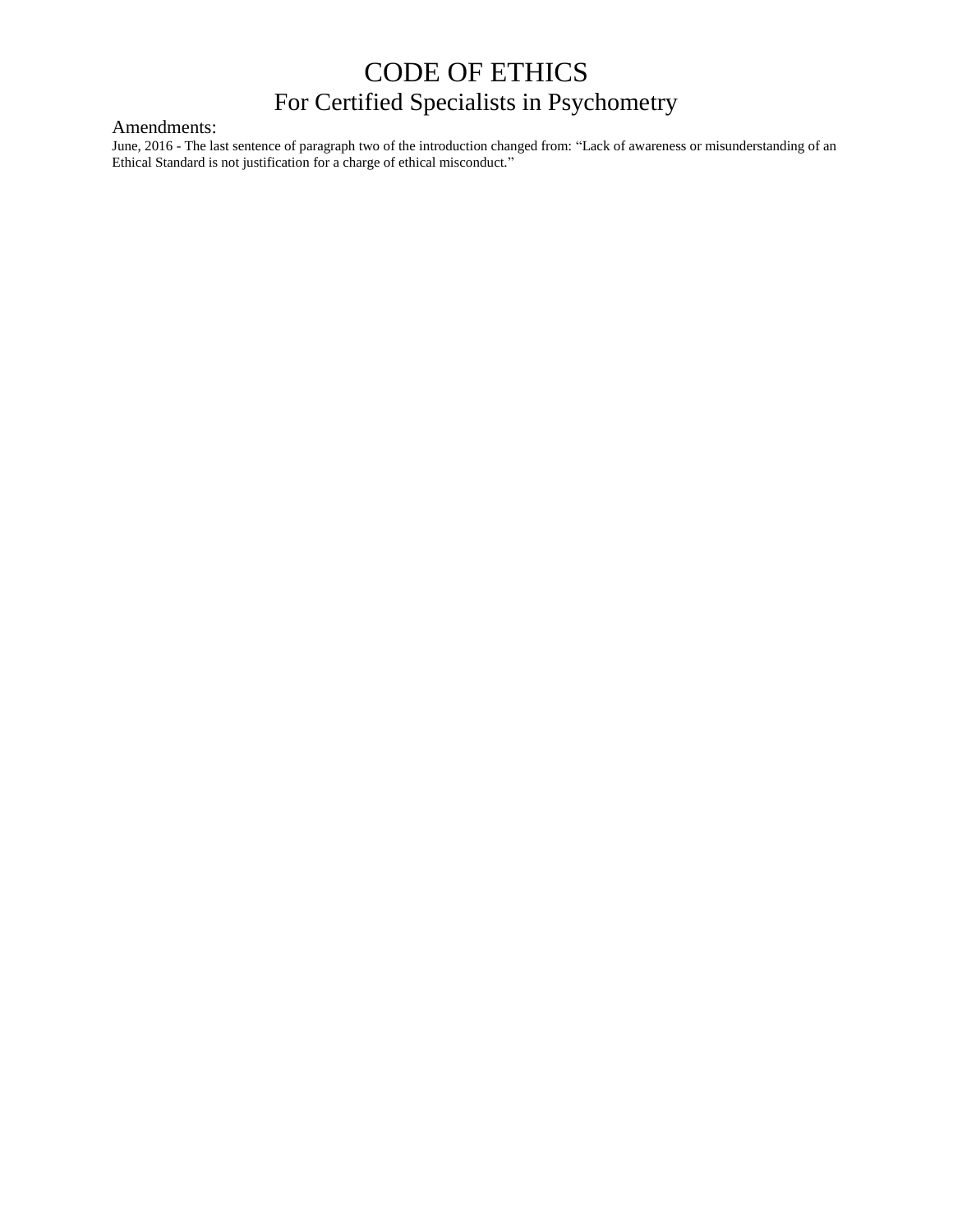# CODE OF ETHICS

## For Certified Specialists in Psychometry

### Amendments:

June, 2016 - The last sentence of paragraph two of the introduction changed from: “Lack of awareness or misunderstanding of an Ethical Standard is not justification for a charge of ethical misconduct.”